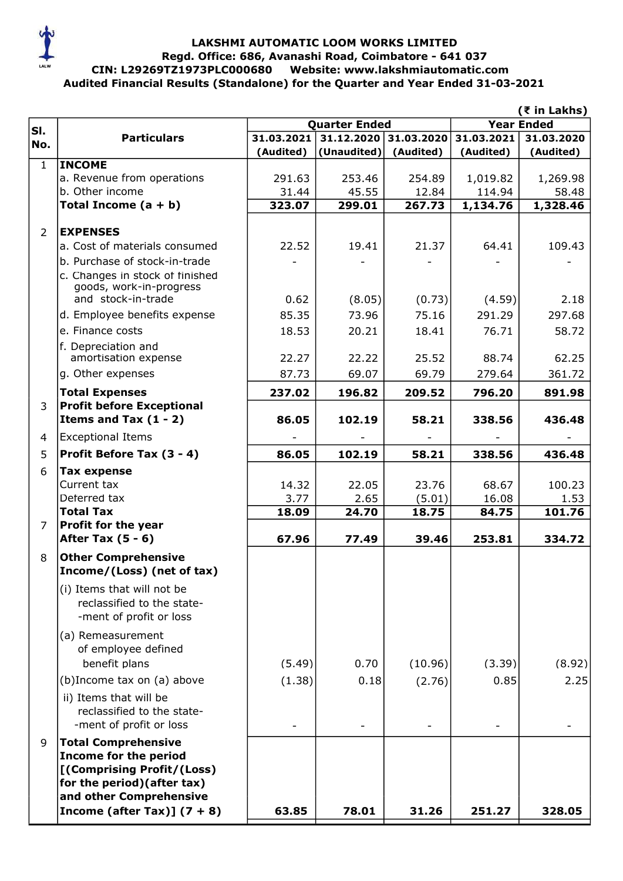**LAKSHMI AUTOMATIC LOOM WORKS LIMITED**
**Regd. Office: 686, Avanashi Road, Coimbatore - 641 037**
**CIN: L29269TZ1973PLC000680 Website: www.lakshmiautomatic.com**
**Audited Financial Results (Standalone) for the Quarter and Year Ended 31-03-2021**

(₹ in Lakhs)

| Sl. No. | Particulars | Quarter Ended | | | Year Ended | |
|---|---|---|---|---|---|---|
| | | 31.03.2021 (Audited) | 31.12.2020 (Unaudited) | 31.03.2020 (Audited) | 31.03.2021 (Audited) | 31.03.2020 (Audited) |
| 1 | **INCOME** | | | | | |
| | a. Revenue from operations | 291.63 | 253.46 | 254.89 | 1,019.82 | 1,269.98 |
| | b. Other income | 31.44 | 45.55 | 12.84 | 114.94 | 58.48 |
| | **Total Income (a + b)** | **323.07** | **299.01** | **267.73** | **1,134.76** | **1,328.46** |
| 2 | **EXPENSES** | | | | | |
| | a. Cost of materials consumed | 22.52 | 19.41 | 21.37 | 64.41 | 109.43 |
| | b. Purchase of stock-in-trade | - | - | - | - | - |
| | c. Changes in stock of finished goods, work-in-progress and stock-in-trade | 0.62 | (8.05) | (0.73) | (4.59) | 2.18 |
| | d. Employee benefits expense | 85.35 | 73.96 | 75.16 | 291.29 | 297.68 |
| | e. Finance costs | 18.53 | 20.21 | 18.41 | 76.71 | 58.72 |
| | f. Depreciation and amortisation expense | 22.27 | 22.22 | 25.52 | 88.74 | 62.25 |
| | g. Other expenses | 87.73 | 69.07 | 69.79 | 279.64 | 361.72 |
| | **Total Expenses** | **237.02** | **196.82** | **209.52** | **796.20** | **891.98** |
| 3 | **Profit before Exceptional Items and Tax (1 - 2)** | **86.05** | **102.19** | **58.21** | **338.56** | **436.48** |
| 4 | Exceptional Items | - | - | - | - | - |
| 5 | **Profit Before Tax (3 - 4)** | **86.05** | **102.19** | **58.21** | **338.56** | **436.48** |
| 6 | **Tax expense** | | | | | |
| | Current tax | 14.32 | 22.05 | 23.76 | 68.67 | 100.23 |
| | Deferred tax | 3.77 | 2.65 | (5.01) | 16.08 | 1.53 |
| | **Total Tax** | **18.09** | **24.70** | **18.75** | **84.75** | **101.76** |
| 7 | **Profit for the year After Tax (5 - 6)** | **67.96** | **77.49** | **39.46** | **253.81** | **334.72** |
| 8 | **Other Comprehensive Income/(Loss) (net of tax)** | | | | | |
| | (i) Items that will not be reclassified to the statement of profit or loss | | | | | |
| | (a) Remeasurement of employee defined benefit plans | (5.49) | 0.70 | (10.96) | (3.39) | (8.92) |
| | (b)Income tax on (a) above | (1.38) | 0.18 | (2.76) | 0.85 | 2.25 |
| | ii) Items that will be reclassified to the statement of profit or loss | - | - | - | - | - |
| 9 | **Total Comprehensive Income for the period [(Comprising Profit/(Loss) for the period)(after tax) and other Comprehensive Income (after Tax)] (7 + 8)** | **63.85** | **78.01** | **31.26** | **251.27** | **328.05** |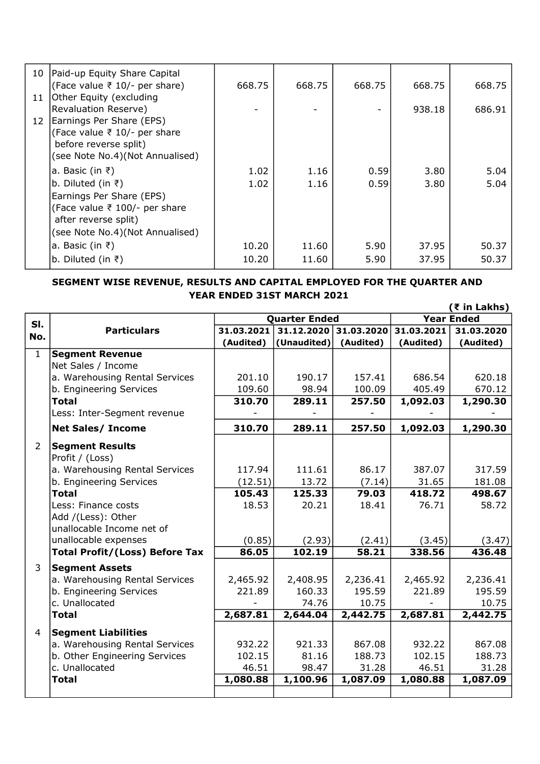| | | | | | | |
|---|---|---|---|---|---|---|
| 10 | Paid-up Equity Share Capital (Face value ₹ 10/- per share) | 668.75 | 668.75 | 668.75 | 668.75 | 668.75 |
| 11 | Other Equity (excluding Revaluation Reserve) | - | - | - | 938.18 | 686.91 |
| 12 | Earnings Per Share (EPS) (Face value ₹ 10/- per share before reverse split) (see Note No.4)(Not Annualised) | | | | | |
| | a. Basic (in ₹) | 1.02 | 1.16 | 0.59 | 3.80 | 5.04 |
| | b. Diluted (in ₹) | 1.02 | 1.16 | 0.59 | 3.80 | 5.04 |
| | Earnings Per Share (EPS) (Face value ₹ 100/- per share after reverse split) (see Note No.4)(Not Annualised) | | | | | |
| | a. Basic (in ₹) | 10.20 | 11.60 | 5.90 | 37.95 | 50.37 |
| | b. Diluted (in ₹) | 10.20 | 11.60 | 5.90 | 37.95 | 50.37 |

**SEGMENT WISE REVENUE, RESULTS AND CAPITAL EMPLOYED FOR THE QUARTER AND YEAR ENDED 31ST MARCH 2021**

(₹ in Lakhs)

| Sl. No. | Particulars | Quarter Ended | | | Year Ended | |
|---|---|---|---|---|---|---|
| | | 31.03.2021 (Audited) | 31.12.2020 (Unaudited) | 31.03.2020 (Audited) | 31.03.2021 (Audited) | 31.03.2020 (Audited) |
| 1 | **Segment Revenue** | | | | | |
| | Net Sales / Income | | | | | |
| | a. Warehousing Rental Services | 201.10 | 190.17 | 157.41 | 686.54 | 620.18 |
| | b. Engineering Services | 109.60 | 98.94 | 100.09 | 405.49 | 670.12 |
| | **Total** | **310.70** | **289.11** | **257.50** | **1,092.03** | **1,290.30** |
| | Less: Inter-Segment revenue | - | - | - | - | - |
| | **Net Sales/ Income** | **310.70** | **289.11** | **257.50** | **1,092.03** | **1,290.30** |
| 2 | **Segment Results** | | | | | |
| | Profit / (Loss) | | | | | |
| | a. Warehousing Rental Services | 117.94 | 111.61 | 86.17 | 387.07 | 317.59 |
| | b. Engineering Services | (12.51) | 13.72 | (7.14) | 31.65 | 181.08 |
| | **Total** | **105.43** | **125.33** | **79.03** | **418.72** | **498.67** |
| | Less: Finance costs | 18.53 | 20.21 | 18.41 | 76.71 | 58.72 |
| | Add /(Less): Other unallocable Income net of unallocable expenses | (0.85) | (2.93) | (2.41) | (3.45) | (3.47) |
| | **Total Profit/(Loss) Before Tax** | **86.05** | **102.19** | **58.21** | **338.56** | **436.48** |
| 3 | **Segment Assets** | | | | | |
| | a. Warehousing Rental Services | 2,465.92 | 2,408.95 | 2,236.41 | 2,465.92 | 2,236.41 |
| | b. Engineering Services | 221.89 | 160.33 | 195.59 | 221.89 | 195.59 |
| | c. Unallocated | - | 74.76 | 10.75 | - | 10.75 |
| | **Total** | **2,687.81** | **2,644.04** | **2,442.75** | **2,687.81** | **2,442.75** |
| 4 | **Segment Liabilities** | | | | | |
| | a. Warehousing Rental Services | 932.22 | 921.33 | 867.08 | 932.22 | 867.08 |
| | b. Other Engineering Services | 102.15 | 81.16 | 188.73 | 102.15 | 188.73 |
| | c. Unallocated | 46.51 | 98.47 | 31.28 | 46.51 | 31.28 |
| | **Total** | **1,080.88** | **1,100.96** | **1,087.09** | **1,080.88** | **1,087.09** |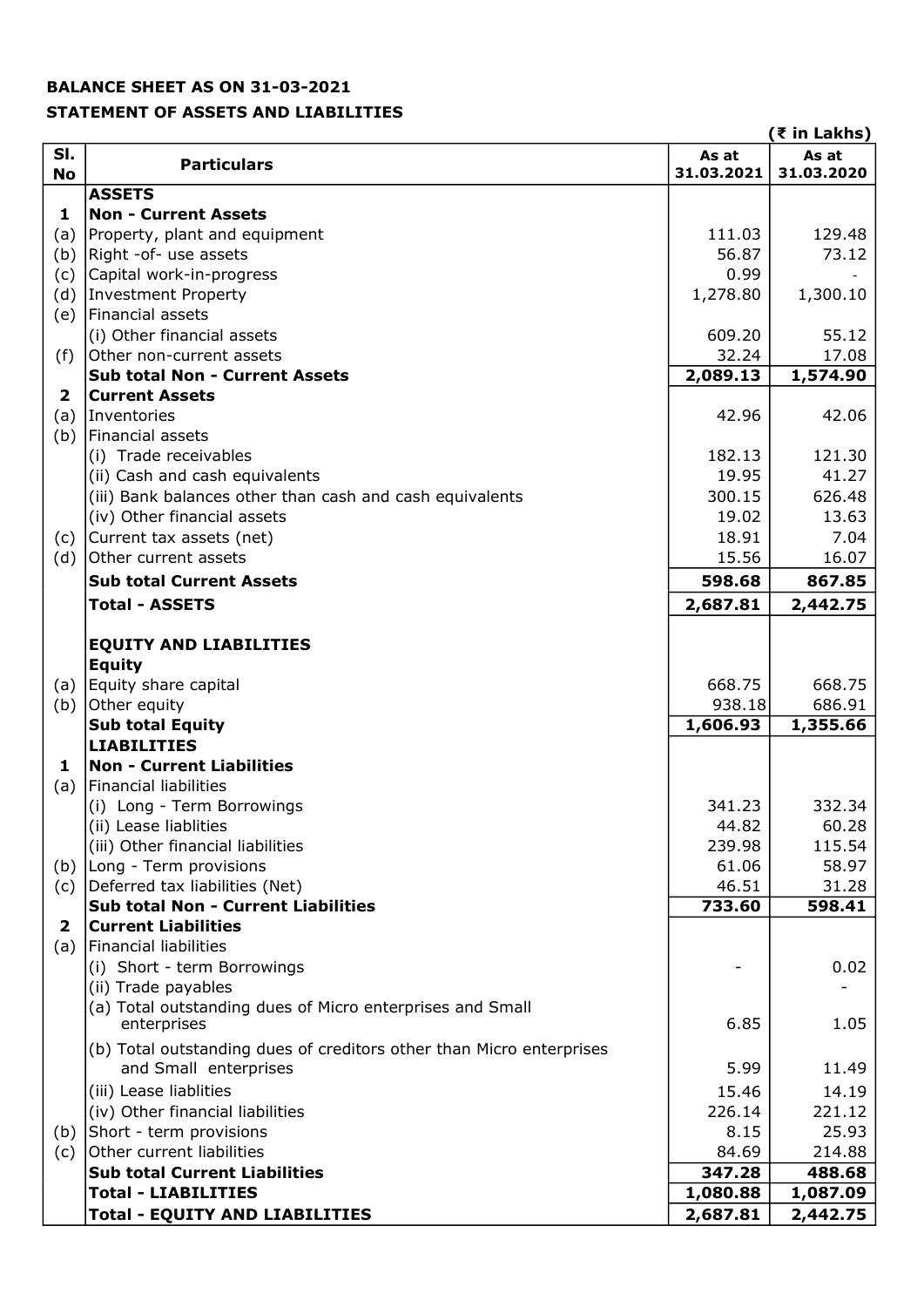**BALANCE SHEET AS ON 31-03-2021**

**STATEMENT OF ASSETS AND LIABILITIES**

(₹ in Lakhs)

| Sl. No | Particulars | As at 31.03.2021 | As at 31.03.2020 |
|---|---|---|---|
| | **ASSETS** | | |
| **1** | **Non - Current Assets** | | |
| (a) | Property, plant and equipment | 111.03 | 129.48 |
| (b) | Right -of- use assets | 56.87 | 73.12 |
| (c) | Capital work-in-progress | 0.99 | - |
| (d) | Investment Property | 1,278.80 | 1,300.10 |
| (e) | Financial assets | | |
| | (i) Other financial assets | 609.20 | 55.12 |
| (f) | Other non-current assets | 32.24 | 17.08 |
| | **Sub total Non - Current Assets** | **2,089.13** | **1,574.90** |
| **2** | **Current Assets** | | |
| (a) | Inventories | 42.96 | 42.06 |
| (b) | Financial assets | | |
| | (i) Trade receivables | 182.13 | 121.30 |
| | (ii) Cash and cash equivalents | 19.95 | 41.27 |
| | (iii) Bank balances other than cash and cash equivalents | 300.15 | 626.48 |
| | (iv) Other financial assets | 19.02 | 13.63 |
| (c) | Current tax assets (net) | 18.91 | 7.04 |
| (d) | Other current assets | 15.56 | 16.07 |
| | **Sub total Current Assets** | **598.68** | **867.85** |
| | **Total - ASSETS** | **2,687.81** | **2,442.75** |
| | | | |
| | **EQUITY AND LIABILITIES** | | |
| | **Equity** | | |
| (a) | Equity share capital | 668.75 | 668.75 |
| (b) | Other equity | 938.18 | 686.91 |
| | **Sub total Equity** | **1,606.93** | **1,355.66** |
| | **LIABILITIES** | | |
| **1** | **Non - Current Liabilities** | | |
| (a) | Financial liabilities | | |
| | (i) Long - Term Borrowings | 341.23 | 332.34 |
| | (ii) Lease liablities | 44.82 | 60.28 |
| | (iii) Other financial liabilities | 239.98 | 115.54 |
| (b) | Long - Term provisions | 61.06 | 58.97 |
| (c) | Deferred tax liabilities (Net) | 46.51 | 31.28 |
| | **Sub total Non - Current Liabilities** | **733.60** | **598.41** |
| **2** | **Current Liabilities** | | |
| (a) | Financial liabilities | | |
| | (i) Short - term Borrowings | - | 0.02 |
| | (ii) Trade payables | | - |
| | (a) Total outstanding dues of Micro enterprises and Small enterprises | 6.85 | 1.05 |
| | (b) Total outstanding dues of creditors other than Micro enterprises and Small enterprises | 5.99 | 11.49 |
| | (iii) Lease liablities | 15.46 | 14.19 |
| | (iv) Other financial liabilities | 226.14 | 221.12 |
| (b) | Short - term provisions | 8.15 | 25.93 |
| (c) | Other current liabilities | 84.69 | 214.88 |
| | **Sub total Current Liabilities** | **347.28** | **488.68** |
| | **Total - LIABILITIES** | **1,080.88** | **1,087.09** |
| | **Total - EQUITY AND LIABILITIES** | **2,687.81** | **2,442.75** |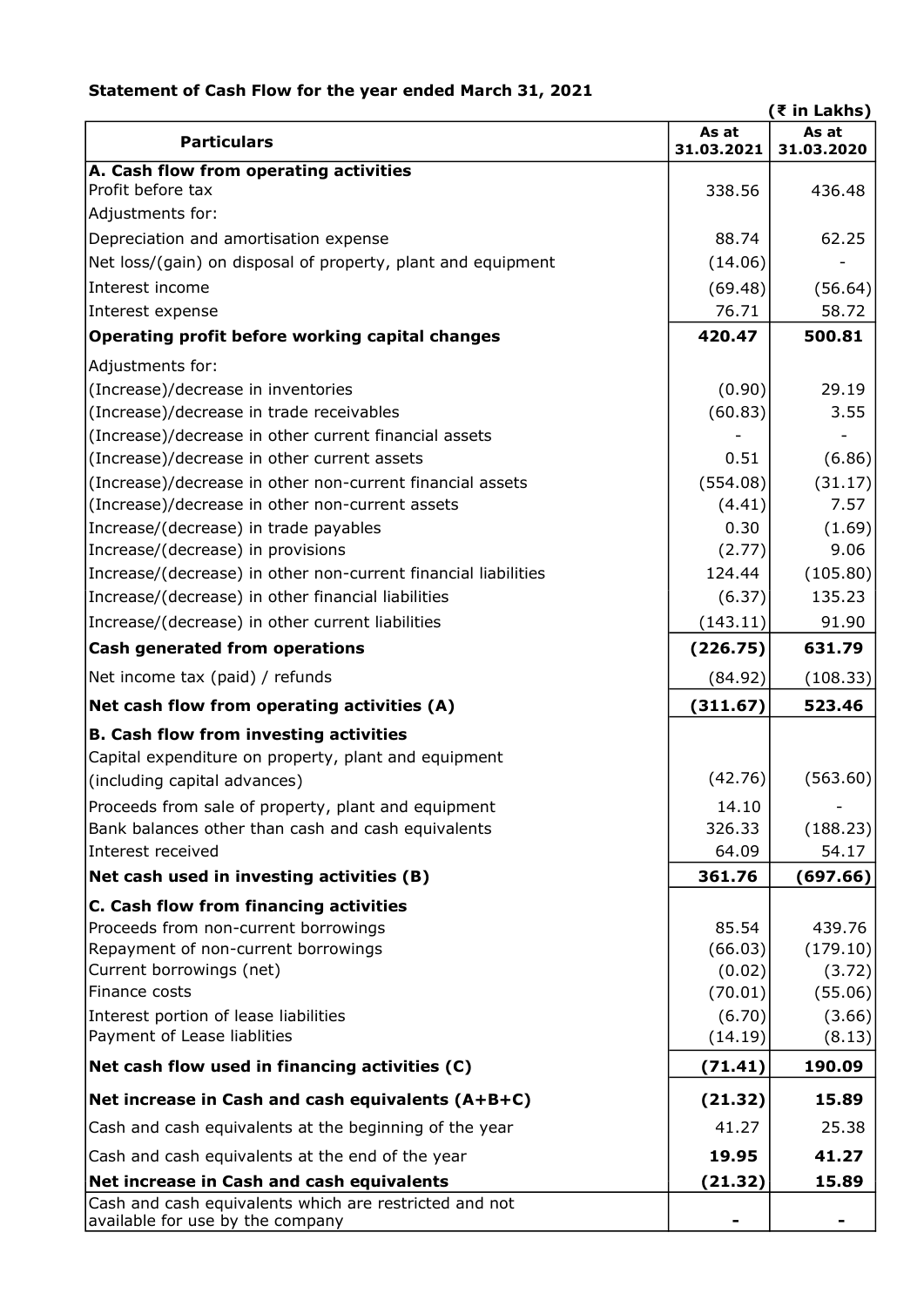**Statement of Cash Flow for the year ended March 31, 2021**

(₹ in Lakhs)

| Particulars | As at 31.03.2021 | As at 31.03.2020 |
|---|---|---|
| **A. Cash flow from operating activities** | | |
| Profit before tax | 338.56 | 436.48 |
| Adjustments for: | | |
| Depreciation and amortisation expense | 88.74 | 62.25 |
| Net loss/(gain) on disposal of property, plant and equipment | (14.06) | - |
| Interest income | (69.48) | (56.64) |
| Interest expense | 76.71 | 58.72 |
| **Operating profit before working capital changes** | **420.47** | **500.81** |
| Adjustments for: | | |
| (Increase)/decrease in inventories | (0.90) | 29.19 |
| (Increase)/decrease in trade receivables | (60.83) | 3.55 |
| (Increase)/decrease in other current financial assets | - | - |
| (Increase)/decrease in other current assets | 0.51 | (6.86) |
| (Increase)/decrease in other non-current financial assets | (554.08) | (31.17) |
| (Increase)/decrease in other non-current assets | (4.41) | 7.57 |
| Increase/(decrease) in trade payables | 0.30 | (1.69) |
| Increase/(decrease) in provisions | (2.77) | 9.06 |
| Increase/(decrease) in other non-current financial liabilities | 124.44 | (105.80) |
| Increase/(decrease) in other financial liabilities | (6.37) | 135.23 |
| Increase/(decrease) in other current liabilities | (143.11) | 91.90 |
| **Cash generated from operations** | **(226.75)** | **631.79** |
| Net income tax (paid) / refunds | (84.92) | (108.33) |
| **Net cash flow from operating activities (A)** | **(311.67)** | **523.46** |
| **B. Cash flow from investing activities** | | |
| Capital expenditure on property, plant and equipment (including capital advances) | (42.76) | (563.60) |
| Proceeds from sale of property, plant and equipment | 14.10 | - |
| Bank balances other than cash and cash equivalents | 326.33 | (188.23) |
| Interest received | 64.09 | 54.17 |
| **Net cash used in investing activities (B)** | **361.76** | **(697.66)** |
| **C. Cash flow from financing activities** | | |
| Proceeds from non-current borrowings | 85.54 | 439.76 |
| Repayment of non-current borrowings | (66.03) | (179.10) |
| Current borrowings (net) | (0.02) | (3.72) |
| Finance costs | (70.01) | (55.06) |
| Interest portion of lease liabilities | (6.70) | (3.66) |
| Payment of Lease liablities | (14.19) | (8.13) |
| **Net cash flow used in financing activities (C)** | **(71.41)** | **190.09** |
| **Net increase in Cash and cash equivalents (A+B+C)** | **(21.32)** | **15.89** |
| Cash and cash equivalents at the beginning of the year | 41.27 | 25.38 |
| Cash and cash equivalents at the end of the year | **19.95** | **41.27** |
| **Net increase in Cash and cash equivalents** | **(21.32)** | **15.89** |
| Cash and cash equivalents which are restricted and not available for use by the company | **-** | **-** |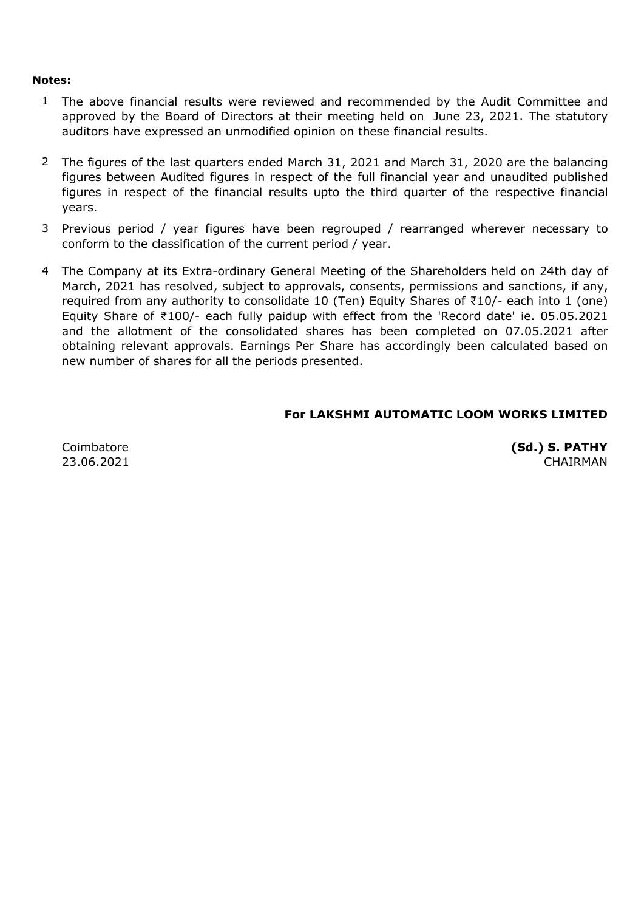**Notes:**

1. The above financial results were reviewed and recommended by the Audit Committee and approved by the Board of Directors at their meeting held on June 23, 2021. The statutory auditors have expressed an unmodified opinion on these financial results.

2. The figures of the last quarters ended March 31, 2021 and March 31, 2020 are the balancing figures between Audited figures in respect of the full financial year and unaudited published figures in respect of the financial results upto the third quarter of the respective financial years.

3. Previous period / year figures have been regrouped / rearranged wherever necessary to conform to the classification of the current period / year.

4. The Company at its Extra-ordinary General Meeting of the Shareholders held on 24th day of March, 2021 has resolved, subject to approvals, consents, permissions and sanctions, if any, required from any authority to consolidate 10 (Ten) Equity Shares of ₹10/- each into 1 (one) Equity Share of ₹100/- each fully paidup with effect from the 'Record date' ie. 05.05.2021 and the allotment of the consolidated shares has been completed on 07.05.2021 after obtaining relevant approvals. Earnings Per Share has accordingly been calculated based on new number of shares for all the periods presented.

**For LAKSHMI AUTOMATIC LOOM WORKS LIMITED**

Coimbatore
23.06.2021

**(Sd.) S. PATHY**
CHAIRMAN